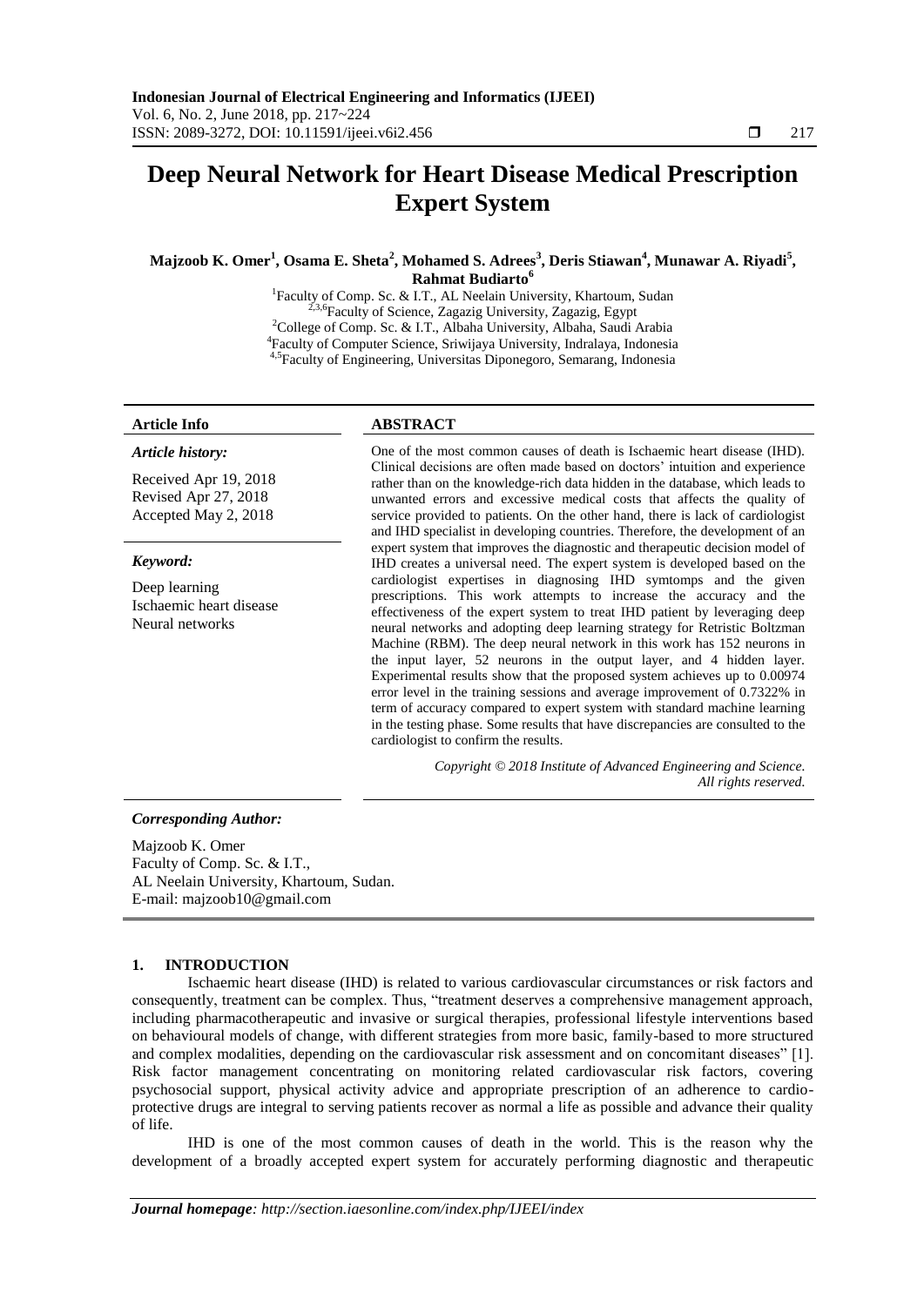# Deep Neural Network for Heart Disease Medical Prescription Expert System

**Majzoob K. Omer[1], Osama E. Sheta[2], Mohamed S. Adrees[3], Deris Stiawan[4], Munawar A. Riyadi[5], Rahmat Budiarto[6]**

[1]Faculty of Comp. Sc. & I.T., AL Neelain University, Khartoum, Sudan
[2,3,6]Faculty of Science, Zagazig University, Zagazig, Egypt
[2]College of Comp. Sc. & I.T., Albaha University, Albaha, Saudi Arabia
[4]Faculty of Computer Science, Sriwijaya University, Indralaya, Indonesia
[4,5]Faculty of Engineering, Universitas Diponegoro, Semarang, Indonesia

**Article Info**

*Article history:*

Received Apr 19, 2018
Revised Apr 27, 2018
Accepted May 2, 2018

*Keyword:*

Deep learning
Ischaemic heart disease
Neural networks

**ABSTRACT**

One of the most common causes of death is Ischaemic heart disease (IHD). Clinical decisions are often made based on doctors' intuition and experience rather than on the knowledge-rich data hidden in the database, which leads to unwanted errors and excessive medical costs that affects the quality of service provided to patients. On the other hand, there is lack of cardiologist and IHD specialist in developing countries. Therefore, the development of an expert system that improves the diagnostic and therapeutic decision model of IHD creates a universal need. The expert system is developed based on the cardiologist expertises in diagnosing IHD symtomps and the given prescriptions. This work attempts to increase the accuracy and the effectiveness of the expert system to treat IHD patient by leveraging deep neural networks and adopting deep learning strategy for Retristic Boltzman Machine (RBM). The deep neural network in this work has 152 neurons in the input layer, 52 neurons in the output layer, and 4 hidden layer. Experimental results show that the proposed system achieves up to 0.00974 error level in the training sessions and average improvement of 0.7322% in term of accuracy compared to expert system with standard machine learning in the testing phase. Some results that have discrepancies are consulted to the cardiologist to confirm the results.

*Copyright © 2018 Institute of Advanced Engineering and Science. All rights reserved.*

***Corresponding Author:***

Majzoob K. Omer
Faculty of Comp. Sc. & I.T.,
AL Neelain University, Khartoum, Sudan.
E-mail: majzoob10@gmail.com

## 1. INTRODUCTION

Ischaemic heart disease (IHD) is related to various cardiovascular circumstances or risk factors and consequently, treatment can be complex. Thus, "treatment deserves a comprehensive management approach, including pharmacotherapeutic and invasive or surgical therapies, professional lifestyle interventions based on behavioural models of change, with different strategies from more basic, family-based to more structured and complex modalities, depending on the cardiovascular risk assessment and on concomitant diseases" [1]. Risk factor management concentrating on monitoring related cardiovascular risk factors, covering psychosocial support, physical activity advice and appropriate prescription of an adherence to cardio-protective drugs are integral to serving patients recover as normal a life as possible and advance their quality of life.

IHD is one of the most common causes of death in the world. This is the reason why the development of a broadly accepted expert system for accurately performing diagnostic and therapeutic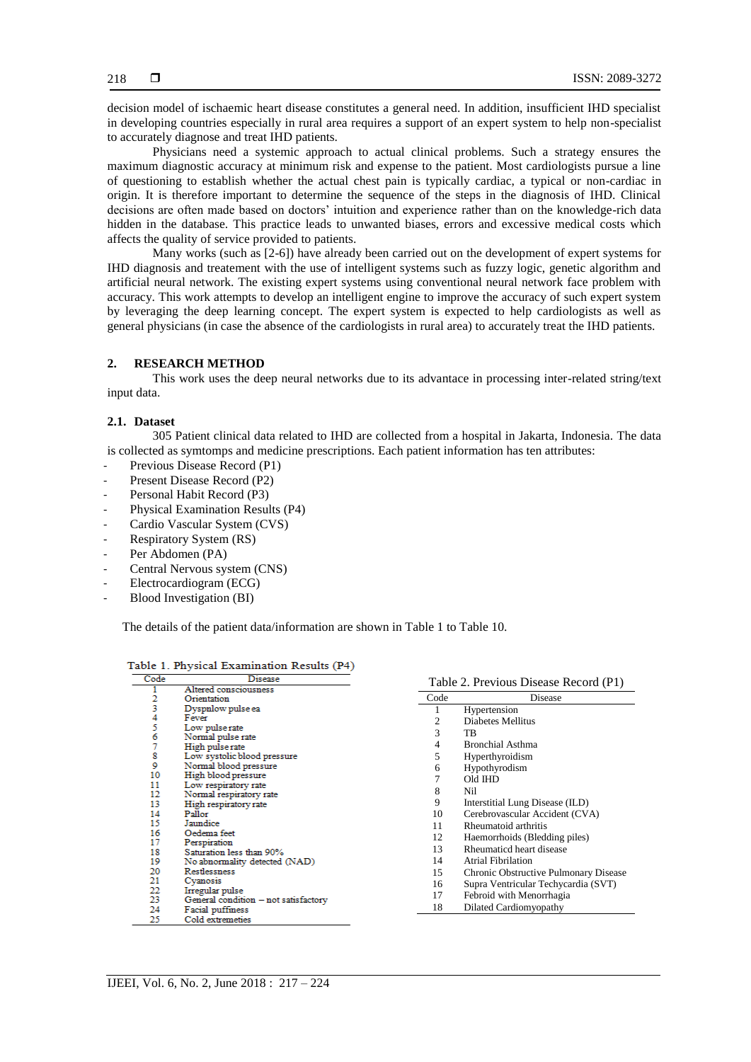decision model of ischaemic heart disease constitutes a general need. In addition, insufficient IHD specialist in developing countries especially in rural area requires a support of an expert system to help non-specialist to accurately diagnose and treat IHD patients.

Physicians need a systemic approach to actual clinical problems. Such a strategy ensures the maximum diagnostic accuracy at minimum risk and expense to the patient. Most cardiologists pursue a line of questioning to establish whether the actual chest pain is typically cardiac, a typical or non-cardiac in origin. It is therefore important to determine the sequence of the steps in the diagnosis of IHD. Clinical decisions are often made based on doctors' intuition and experience rather than on the knowledge-rich data hidden in the database. This practice leads to unwanted biases, errors and excessive medical costs which affects the quality of service provided to patients.

Many works (such as [2-6]) have already been carried out on the development of expert systems for IHD diagnosis and treatement with the use of intelligent systems such as fuzzy logic, genetic algorithm and artificial neural network. The existing expert systems using conventional neural network face problem with accuracy. This work attempts to develop an intelligent engine to improve the accuracy of such expert system by leveraging the deep learning concept. The expert system is expected to help cardiologists as well as general physicians (in case the absence of the cardiologists in rural area) to accurately treat the IHD patients.

## 2. RESEARCH METHOD

This work uses the deep neural networks due to its advantace in processing inter-related string/text input data.

### 2.1. Dataset

305 Patient clinical data related to IHD are collected from a hospital in Jakarta, Indonesia. The data is collected as symtomps and medicine prescriptions. Each patient information has ten attributes:

- Previous Disease Record (P1)
- Present Disease Record (P2)
- Personal Habit Record (P3)
- Physical Examination Results (P4)
- Cardio Vascular System (CVS)
- Respiratory System (RS)
- Per Abdomen (PA)
- Central Nervous system (CNS)
- Electrocardiogram (ECG)
- Blood Investigation (BI)

The details of the patient data/information are shown in Table 1 to Table 10.

Table 1. Physical Examination Results (P4)

| Code | Disease |
|---|---|
| 1 | Altered consciousness |
| 2 | Orientation |
| 3 | Dyspnlow pulse ea |
| 4 | Fever |
| 5 | Low pulse rate |
| 6 | Normal pulse rate |
| 7 | High pulse rate |
| 8 | Low systolic blood pressure |
| 9 | Normal blood pressure |
| 10 | High blood pressure |
| 11 | Low respiratory rate |
| 12 | Normal respiratory rate |
| 13 | High respiratory rate |
| 14 | Pallor |
| 15 | Jaundice |
| 16 | Oedema feet |
| 17 | Perspiration |
| 18 | Saturation less than 90% |
| 19 | No abnormality detected (NAD) |
| 20 | Restlessness |
| 21 | Cyanosis |
| 22 | Irregular pulse |
| 23 | General condition – not satisfactory |
| 24 | Facial puffiness |
| 25 | Cold extremeties |

Table 2. Previous Disease Record (P1)

| Code | Disease |
|---|---|
| 1 | Hypertension |
| 2 | Diabetes Mellitus |
| 3 | TB |
| 4 | Bronchial Asthma |
| 5 | Hyperthyroidism |
| 6 | Hypothyrodism |
| 7 | Old IHD |
| 8 | Nil |
| 9 | Interstitial Lung Disease (ILD) |
| 10 | Cerebrovascular Accident (CVA) |
| 11 | Rheumatoid arthritis |
| 12 | Haemorrhoids (Bledding piles) |
| 13 | Rheumaticd heart disease |
| 14 | Atrial Fibrilation |
| 15 | Chronic Obstructive Pulmonary Disease |
| 16 | Supra Ventricular Techycardia (SVT) |
| 17 | Febroid with Menorrhagia |
| 18 | Dilated Cardiomyopathy |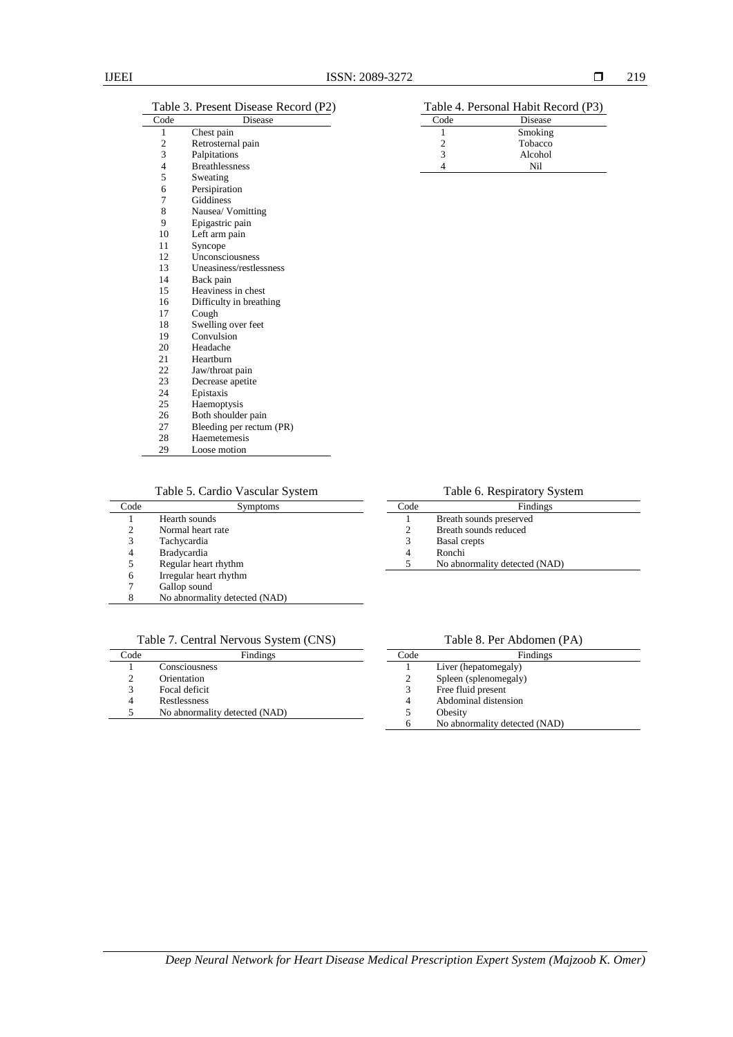Table 3. Present Disease Record (P2)

| Code | Disease |
|---|---|
| 1 | Chest pain |
| 2 | Retrosternal pain |
| 3 | Palpitations |
| 4 | Breathlessness |
| 5 | Sweating |
| 6 | Persipiration |
| 7 | Giddiness |
| 8 | Nausea/ Vomitting |
| 9 | Epigastric pain |
| 10 | Left arm pain |
| 11 | Syncope |
| 12 | Unconsciousness |
| 13 | Uneasiness/restlessness |
| 14 | Back pain |
| 15 | Heaviness in chest |
| 16 | Difficulty in breathing |
| 17 | Cough |
| 18 | Swelling over feet |
| 19 | Convulsion |
| 20 | Headache |
| 21 | Heartburn |
| 22 | Jaw/throat pain |
| 23 | Decrease apetite |
| 24 | Epistaxis |
| 25 | Haemoptysis |
| 26 | Both shoulder pain |
| 27 | Bleeding per rectum (PR) |
| 28 | Haemetemesis |
| 29 | Loose motion |

Table 4. Personal Habit Record (P3)

| Code | Disease |
|---|---|
| 1 | Smoking |
| 2 | Tobacco |
| 3 | Alcohol |
| 4 | Nil |

Table 5. Cardio Vascular System

| Code | Symptoms |
|---|---|
| 1 | Hearth sounds |
| 2 | Normal heart rate |
| 3 | Tachycardia |
| 4 | Bradycardia |
| 5 | Regular heart rhythm |
| 6 | Irregular heart rhythm |
| 7 | Gallop sound |
| 8 | No abnormality detected (NAD) |

Table 6. Respiratory System

| Code | Findings |
|---|---|
| 1 | Breath sounds preserved |
| 2 | Breath sounds reduced |
| 3 | Basal crepts |
| 4 | Ronchi |
| 5 | No abnormality detected (NAD) |

Table 7. Central Nervous System (CNS)

| Code | Findings |
|---|---|
| 1 | Consciousness |
| 2 | Orientation |
| 3 | Focal deficit |
| 4 | Restlessness |
| 5 | No abnormality detected (NAD) |

Table 8. Per Abdomen (PA)

| Code | Findings |
|---|---|
| 1 | Liver (hepatomegaly) |
| 2 | Spleen (splenomegaly) |
| 3 | Free fluid present |
| 4 | Abdominal distension |
| 5 | Obesity |
| 6 | No abnormality detected (NAD) |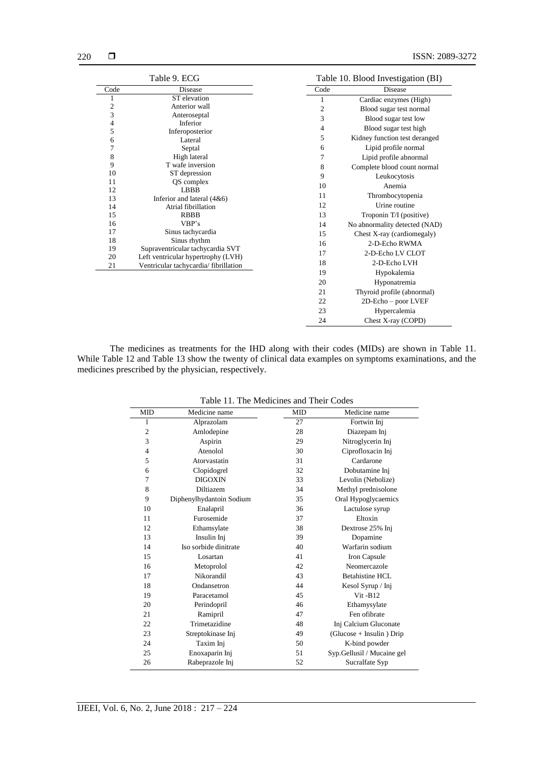Table 9. ECG

| Code | Disease |
|---|---|
| 1 | ST elevation |
| 2 | Anterior wall |
| 3 | Anteroseptal |
| 4 | Inferior |
| 5 | Inferoposterior |
| 6 | Lateral |
| 7 | Septal |
| 8 | High lateral |
| 9 | T wafe inversion |
| 10 | ST depression |
| 11 | QS complex |
| 12 | LBBB |
| 13 | Inferior and lateral (4&6) |
| 14 | Atrial fibrillation |
| 15 | RBBB |
| 16 | VBP's |
| 17 | Sinus tachycardia |
| 18 | Sinus rhythm |
| 19 | Supraventricular tachycardia SVT |
| 20 | Left ventricular hypertrophy (LVH) |
| 21 | Ventricular tachycardia/ fibrillation |

Table 10. Blood Investigation (BI)

| Code | Disease |
|---|---|
| 1 | Cardiac enzymes (High) |
| 2 | Blood sugar test normal |
| 3 | Blood sugar test low |
| 4 | Blood sugar test high |
| 5 | Kidney function test deranged |
| 6 | Lipid profile normal |
| 7 | Lipid profile abnormal |
| 8 | Complete blood count normal |
| 9 | Leukocytosis |
| 10 | Anemia |
| 11 | Thrombocytopenia |
| 12 | Urine routine |
| 13 | Troponin T/I (positive) |
| 14 | No abnormality detected (NAD) |
| 15 | Chest X-ray (cardiomegaly) |
| 16 | 2-D-Echo RWMA |
| 17 | 2-D-Echo LV CLOT |
| 18 | 2-D-Echo LVH |
| 19 | Hypokalemia |
| 20 | Hyponatremia |
| 21 | Thyroid profile (abnormal) |
| 22 | 2D-Echo – poor LVEF |
| 23 | Hypercalemia |
| 24 | Chest X-ray (COPD) |

The medicines as treatments for the IHD along with their codes (MIDs) are shown in Table 11. While Table 12 and Table 13 show the twenty of clinical data examples on symptoms examinations, and the medicines prescribed by the physician, respectively.

Table 11. The Medicines and Their Codes

| MID | Medicine name | MID | Medicine name |
|---|---|---|---|
| 1 | Alprazolam | 27 | Fortwin Inj |
| 2 | Amlodepine | 28 | Diazepam Inj |
| 3 | Aspirin | 29 | Nitroglycerin Inj |
| 4 | Atenolol | 30 | Ciprofloxacin Inj |
| 5 | Atorvastatin | 31 | Cardarone |
| 6 | Clopidogrel | 32 | Dobutamine Inj |
| 7 | DIGOXIN | 33 | Levolin (Nebolize) |
| 8 | Diltiazem | 34 | Methyl prednisolone |
| 9 | Diphenylhydantoin Sodium | 35 | Oral Hypoglycaemics |
| 10 | Enalapril | 36 | Lactulose syrup |
| 11 | Furosemide | 37 | Eltoxin |
| 12 | Ethamsylate | 38 | Dextrose 25% Inj |
| 13 | Insulin Inj | 39 | Dopamine |
| 14 | Iso sorbide dinitrate | 40 | Warfarin sodium |
| 15 | Losartan | 41 | Iron Capsule |
| 16 | Metoprolol | 42 | Neomercazole |
| 17 | Nikorandil | 43 | Betahistine HCL |
| 18 | Ondansetron | 44 | Kesol Syrup / Inj |
| 19 | Paracetamol | 45 | Vit -B12 |
| 20 | Perindopril | 46 | Ethamsylate |
| 21 | Ramipril | 47 | Fen ofibrate |
| 22 | Trimetazidine | 48 | Inj Calcium Gluconate |
| 23 | Streptokinase Inj | 49 | (Glucose + Insulin ) Drip |
| 24 | Taxim Inj | 50 | K-bind powder |
| 25 | Enoxaparin Inj | 51 | Syp.Gellusil / Mucaine gel |
| 26 | Rabeprazole Inj | 52 | Sucralfate Syp |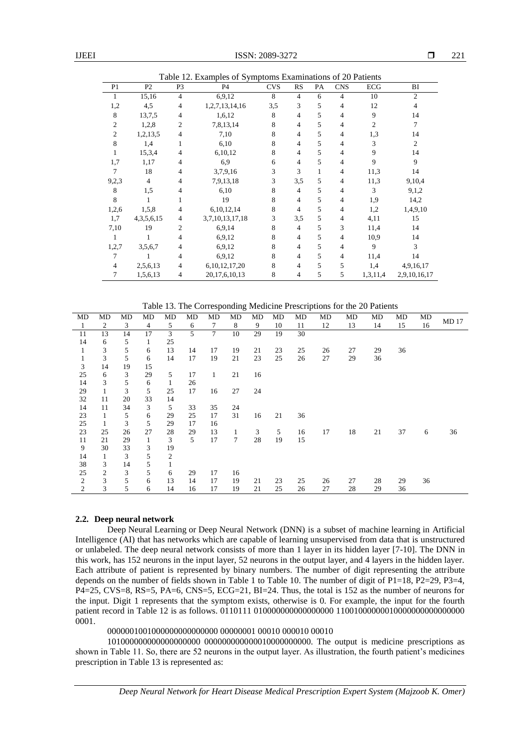Table 12. Examples of Symptoms Examinations of 20 Patients

| P1 | P2 | P3 | P4 | CVS | RS | PA | CNS | ECG | BI |
|---|---|---|---|---|---|---|---|---|---|
| 1 | 15,16 | 4 | 6,9,12 | 8 | 4 | 6 | 4 | 10 | 2 |
| 1,2 | 4,5 | 4 | 1,2,7,13,14,16 | 3,5 | 3 | 5 | 4 | 12 | 4 |
| 8 | 13,7,5 | 4 | 1,6,12 | 8 | 4 | 5 | 4 | 9 | 14 |
| 2 | 1,2,8 | 2 | 7,8,13,14 | 8 | 4 | 5 | 4 | 2 | 7 |
| 2 | 1,2,13,5 | 4 | 7,10 | 8 | 4 | 5 | 4 | 1,3 | 14 |
| 8 | 1,4 | 1 | 6,10 | 8 | 4 | 5 | 4 | 3 | 2 |
| 1 | 15,3,4 | 4 | 6,10,12 | 8 | 4 | 5 | 4 | 9 | 14 |
| 1,7 | 1,17 | 4 | 6,9 | 6 | 4 | 5 | 4 | 9 | 9 |
| 7 | 18 | 4 | 3,7,9,16 | 3 | 3 | 1 | 4 | 11,3 | 14 |
| 9,2,3 | 4 | 4 | 7,9,13,18 | 3 | 3,5 | 5 | 4 | 11,3 | 9,10,4 |
| 8 | 1,5 | 4 | 6,10 | 8 | 4 | 5 | 4 | 3 | 9,1,2 |
| 8 | 1 | 1 | 19 | 8 | 4 | 5 | 4 | 1,9 | 14,2 |
| 1,2,6 | 1,5,8 | 4 | 6,10,12,14 | 8 | 4 | 5 | 4 | 1,2 | 1,4,9,10 |
| 1,7 | 4,3,5,6,15 | 4 | 3,7,10,13,17,18 | 3 | 3,5 | 5 | 4 | 4,11 | 15 |
| 7,10 | 19 | 2 | 6,9,14 | 8 | 4 | 5 | 3 | 11,4 | 14 |
| 1 | 1 | 4 | 6,9,12 | 8 | 4 | 5 | 4 | 10,9 | 14 |
| 1,2,7 | 3,5,6,7 | 4 | 6,9,12 | 8 | 4 | 5 | 4 | 9 | 3 |
| 7 | 1 | 4 | 6,9,12 | 8 | 4 | 5 | 4 | 11,4 | 14 |
| 4 | 2,5,6,13 | 4 | 6,10,12,17,20 | 8 | 4 | 5 | 5 | 1,4 | 4,9,16,17 |
| 7 | 1,5,6,13 | 4 | 20,17,6,10,13 | 8 | 4 | 5 | 5 | 1,3,11,4 | 2,9,10,16,17 |

Table 13. The Corresponding Medicine Prescriptions for the 20 Patients

| MD 1 | MD 2 | MD 3 | MD 4 | MD 5 | MD 6 | MD 7 | MD 8 | MD 9 | MD 10 | MD 11 | MD 12 | MD 13 | MD 14 | MD 15 | MD 16 | MD 17 |
|---|---|---|---|---|---|---|---|---|---|---|---|---|---|---|---|---|
| 11 | 13 | 14 | 17 | 3 | 5 | 7 | 10 | 29 | 19 | 30 | | | | | | |
| 14 | 6 | 5 | 1 | 25 | | | | | | | | | | | | |
| 1 | 3 | 5 | 6 | 13 | 14 | 17 | 19 | 21 | 23 | 25 | 26 | 27 | 29 | 36 | | |
| 1 | 3 | 5 | 6 | 14 | 17 | 19 | 21 | 23 | 25 | 26 | 27 | 29 | 36 | | | |
| 3 | 14 | 19 | 15 | | | | | | | | | | | | | |
| 25 | 6 | 3 | 29 | 5 | 17 | 1 | 21 | 16 | | | | | | | | |
| 14 | 3 | 5 | 6 | 1 | 26 | | | | | | | | | | | |
| 29 | 1 | 3 | 5 | 25 | 17 | 16 | 27 | 24 | | | | | | | | |
| 32 | 11 | 20 | 33 | 14 | | | | | | | | | | | | |
| 14 | 11 | 34 | 3 | 5 | 33 | 35 | 24 | | | | | | | | | |
| 23 | 1 | 5 | 6 | 29 | 25 | 17 | 31 | 16 | 21 | 36 | | | | | | |
| 25 | 1 | 3 | 5 | 29 | 17 | 16 | | | | | | | | | | |
| 23 | 25 | 26 | 27 | 28 | 29 | 13 | 1 | 3 | 5 | 16 | 17 | 18 | 21 | 37 | 6 | 36 |
| 11 | 21 | 29 | 1 | 3 | 5 | 17 | 7 | 28 | 19 | 15 | | | | | | |
| 9 | 30 | 33 | 3 | 19 | | | | | | | | | | | | |
| 14 | 1 | 3 | 5 | 2 | | | | | | | | | | | | |
| 38 | 3 | 14 | 5 | 1 | | | | | | | | | | | | |
| 25 | 2 | 3 | 5 | 6 | 29 | 17 | 16 | | | | | | | | | |
| 2 | 3 | 5 | 6 | 13 | 14 | 17 | 19 | 21 | 23 | 25 | 26 | 27 | 28 | 29 | 36 | |
| 2 | 3 | 5 | 6 | 14 | 16 | 17 | 19 | 21 | 25 | 26 | 27 | 28 | 29 | 36 | | |

### 2.2. Deep neural network

Deep Neural Learning or Deep Neural Network (DNN) is a subset of machine learning in Artificial Intelligence (AI) that has networks which are capable of learning unsupervised from data that is unstructured or unlabeled. The deep neural network consists of more than 1 layer in its hidden layer [7-10]. The DNN in this work, has 152 neurons in the input layer, 52 neurons in the output layer, and 4 layers in the hidden layer. Each attribute of patient is represented by binary numbers. The number of digit representing the attribute depends on the number of fields shown in Table 1 to Table 10. The number of digit of P1=18, P2=29, P3=4, P4=25, CVS=8, RS=5, PA=6, CNS=5, ECG=21, BI=24. Thus, the total is 152 as the number of neurons for the input. Digit 1 represents that the symptom exists, otherwise is 0. For example, the input for the fourth patient record in Table 12 is as follows. 0110111 010000000000000000 11001000000010000000000000000 0001.

0000001001000000000000000 00000001 00010 000010 00010

101000000000000000000 000000000000010000000000. The output is medicine prescriptions as shown in Table 11. So, there are 52 neurons in the output layer. As illustration, the fourth patient's medicines prescription in Table 13 is represented as: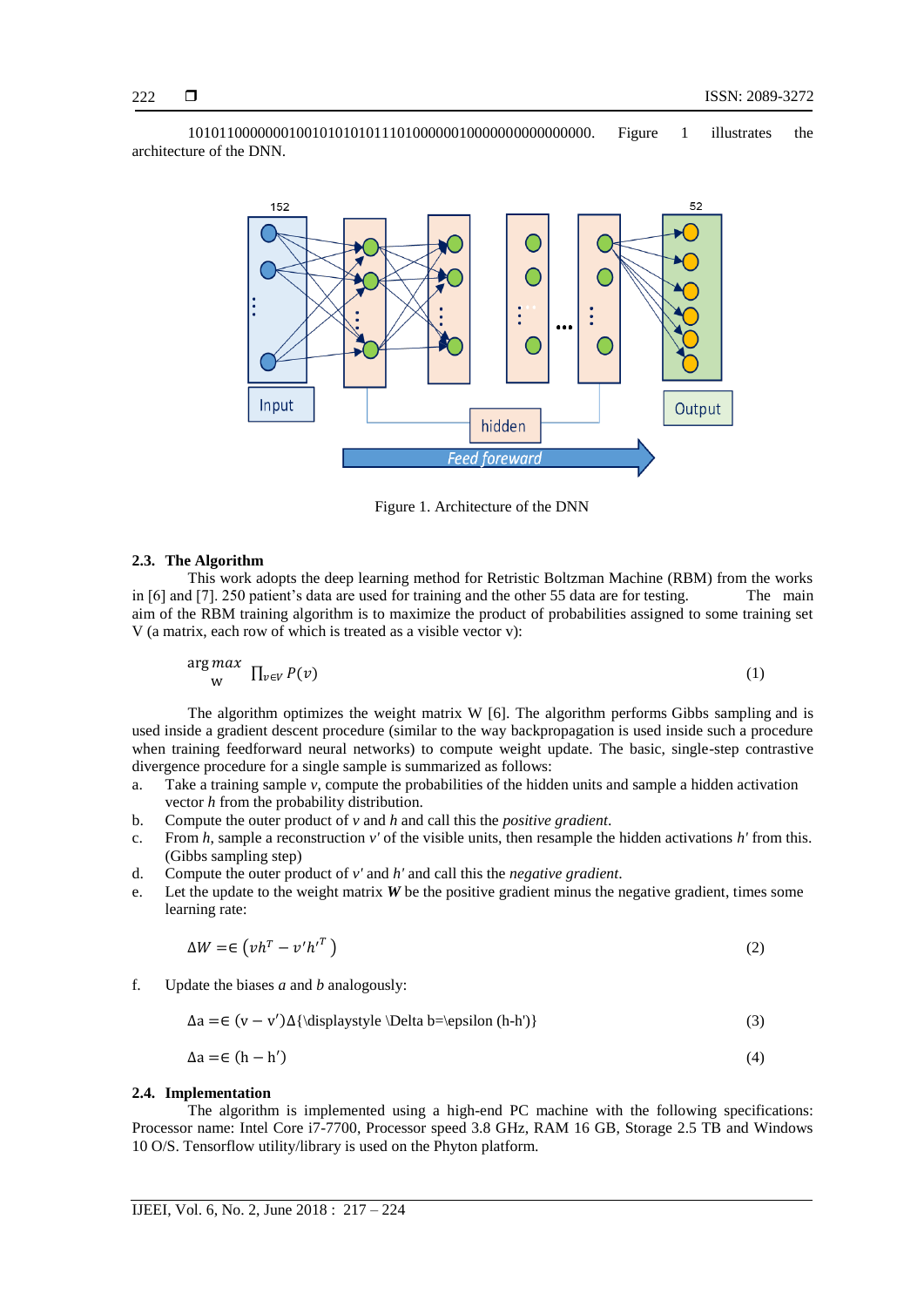10101100000000100101010101110100000010000000000000000. Figure 1 illustrates the architecture of the DNN.

Figure 1. Architecture of the DNN

### 2.3. The Algorithm

This work adopts the deep learning method for Retristic Boltzman Machine (RBM) from the works in [6] and [7]. 250 patient's data are used for training and the other 55 data are for testing. The main aim of the RBM training algorithm is to maximize the product of probabilities assigned to some training set V (a matrix, each row of which is treated as a visible vector v):

$$\arg\max_{W} \prod_{v \in V} P(v) \tag{1}$$

The algorithm optimizes the weight matrix W [6]. The algorithm performs Gibbs sampling and is used inside a gradient descent procedure (similar to the way backpropagation is used inside such a procedure when training feedforward neural networks) to compute weight update. The basic, single-step contrastive divergence procedure for a single sample is summarized as follows:

a. Take a training sample *v*, compute the probabilities of the hidden units and sample a hidden activation vector *h* from the probability distribution.
b. Compute the outer product of *v* and *h* and call this the *positive gradient*.
c. From *h*, sample a reconstruction *v'* of the visible units, then resample the hidden activations *h'* from this. (Gibbs sampling step)
d. Compute the outer product of *v'* and *h'* and call this the *negative gradient*.
e. Let the update to the weight matrix ***W*** be the positive gradient minus the negative gradient, times some learning rate:

$$\Delta W = \epsilon \left(vh^T - v'h'^T\right) \tag{2}$$

f. Update the biases *a* and *b* analogously:

$$\Delta a = \epsilon \left(v - v'\right)\Delta\{\text{\displaystyle \Delta b=\epsilon (h-h')}\} \tag{3}$$

$$\Delta a = \epsilon \left(h - h'\right) \tag{4}$$

### 2.4. Implementation

The algorithm is implemented using a high-end PC machine with the following specifications: Processor name: Intel Core i7-7700, Processor speed 3.8 GHz, RAM 16 GB, Storage 2.5 TB and Windows 10 O/S. Tensorflow utility/library is used on the Phyton platform.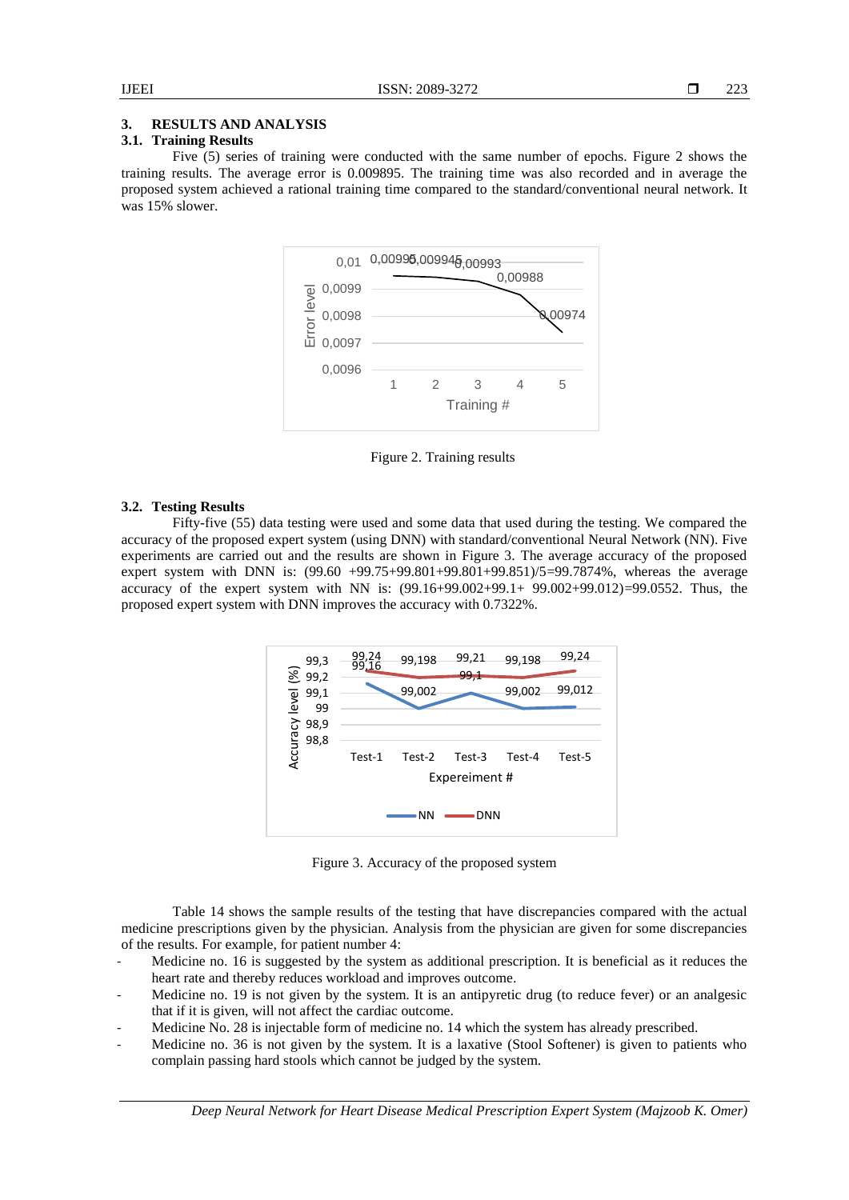## 3. RESULTS AND ANALYSIS

### 3.1. Training Results

Five (5) series of training were conducted with the same number of epochs. Figure 2 shows the training results. The average error is 0.009895. The training time was also recorded and in average the proposed system achieved a rational training time compared to the standard/conventional neural network. It was 15% slower.

Figure 2. Training results

### 3.2. Testing Results

Fifty-five (55) data testing were used and some data that used during the testing. We compared the accuracy of the proposed expert system (using DNN) with standard/conventional Neural Network (NN). Five experiments are carried out and the results are shown in Figure 3. The average accuracy of the proposed expert system with DNN is: (99.60 +99.75+99.801+99.801+99.851)/5=99.7874%, whereas the average accuracy of the expert system with NN is: (99.16+99.002+99.1+ 99.002+99.012)=99.0552. Thus, the proposed expert system with DNN improves the accuracy with 0.7322%.

Figure 3. Accuracy of the proposed system

Table 14 shows the sample results of the testing that have discrepancies compared with the actual medicine prescriptions given by the physician. Analysis from the physician are given for some discrepancies of the results. For example, for patient number 4:

- Medicine no. 16 is suggested by the system as additional prescription. It is beneficial as it reduces the heart rate and thereby reduces workload and improves outcome.
- Medicine no. 19 is not given by the system. It is an antipyretic drug (to reduce fever) or an analgesic that if it is given, will not affect the cardiac outcome.
- Medicine No. 28 is injectable form of medicine no. 14 which the system has already prescribed.
- Medicine no. 36 is not given by the system. It is a laxative (Stool Softener) is given to patients who complain passing hard stools which cannot be judged by the system.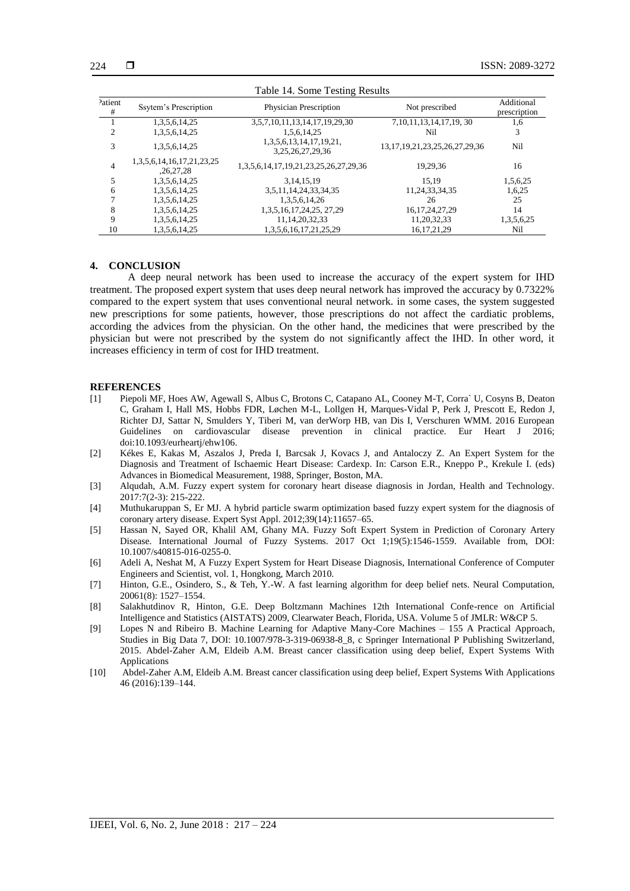Table 14. Some Testing Results

| Patient # | Ssytem's Prescription | Physician Prescription | Not prescribed | Additional prescription |
|---|---|---|---|---|
| 1 | 1,3,5,6,14,25 | 3,5,7,10,11,13,14,17,19,29,30 | 7,10,11,13,14,17,19, 30 | 1,6 |
| 2 | 1,3,5,6,14,25 | 1,5,6,14,25 | Nil | 3 |
| 3 | 1,3,5,6,14,25 | 1,3,5,6,13,14,17,19,21, 3,25,26,27,29,36 | 13,17,19,21,23,25,26,27,29,36 | Nil |
| 4 | 1,3,5,6,14,16,17,21,23,25 ,26,27,28 | 1,3,5,6,14,17,19,21,23,25,26,27,29,36 | 19,29,36 | 16 |
| 5 | 1,3,5,6,14,25 | 3,14,15,19 | 15,19 | 1,5,6,25 |
| 6 | 1,3,5,6,14,25 | 3,5,11,14,24,33,34,35 | 11,24,33,34,35 | 1,6,25 |
| 7 | 1,3,5,6,14,25 | 1,3,5,6,14,26 | 26 | 25 |
| 8 | 1,3,5,6,14,25 | 1,3,5,16,17,24,25, 27,29 | 16,17,24,27,29 | 14 |
| 9 | 1,3,5,6,14,25 | 11,14,20,32,33 | 11,20,32,33 | 1,3,5,6,25 |
| 10 | 1,3,5,6,14,25 | 1,3,5,6,16,17,21,25,29 | 16,17,21,29 | Nil |

## 4. CONCLUSION

A deep neural network has been used to increase the accuracy of the expert system for IHD treatment. The proposed expert system that uses deep neural network has improved the accuracy by 0.7322% compared to the expert system that uses conventional neural network. in some cases, the system suggested new prescriptions for some patients, however, those prescriptions do not affect the cardiatic problems, according the advices from the physician. On the other hand, the medicines that were prescribed by the physician but were not prescribed by the system do not significantly affect the IHD. In other word, it increases efficiency in term of cost for IHD treatment.

## REFERENCES

[1] Piepoli MF, Hoes AW, Agewall S, Albus C, Brotons C, Catapano AL, Cooney M-T, Corra` U, Cosyns B, Deaton C, Graham I, Hall MS, Hobbs FDR, Løchen M-L, Lollgen H, Marques-Vidal P, Perk J, Prescott E, Redon J, Richter DJ, Sattar N, Smulders Y, Tiberi M, van derWorp HB, van Dis I, Verschuren WMM. 2016 European Guidelines on cardiovascular disease prevention in clinical practice. Eur Heart J 2016; doi:10.1093/eurheartj/ehw106.

[2] Kékes E, Kakas M, Aszalos J, Preda I, Barcsak J, Kovacs J, and Antaloczy Z. An Expert System for the Diagnosis and Treatment of Ischaemic Heart Disease: Cardexp. In: Carson E.R., Kneppo P., Krekule I. (eds) Advances in Biomedical Measurement, 1988, Springer, Boston, MA.

[3] Alqudah, A.M. Fuzzy expert system for coronary heart disease diagnosis in Jordan, Health and Technology. 2017:7(2-3): 215-222.

[4] Muthukaruppan S, Er MJ. A hybrid particle swarm optimization based fuzzy expert system for the diagnosis of coronary artery disease. Expert Syst Appl. 2012;39(14):11657–65.

[5] Hassan N, Sayed OR, Khalil AM, Ghany MA. Fuzzy Soft Expert System in Prediction of Coronary Artery Disease. International Journal of Fuzzy Systems. 2017 Oct 1;19(5):1546-1559. Available from, DOI: 10.1007/s40815-016-0255-0.

[6] Adeli A, Neshat M, A Fuzzy Expert System for Heart Disease Diagnosis, International Conference of Computer Engineers and Scientist, vol. 1, Hongkong, March 2010.

[7] Hinton, G.E., Osindero, S., & Teh, Y.-W. A fast learning algorithm for deep belief nets. Neural Computation, 20061(8): 1527–1554.

[8] Salakhutdinov R, Hinton, G.E. Deep Boltzmann Machines 12th International Confe-rence on Artificial Intelligence and Statistics (AISTATS) 2009, Clearwater Beach, Florida, USA. Volume 5 of JMLR: W&CP 5.

[9] Lopes N and Ribeiro B. Machine Learning for Adaptive Many-Core Machines – 155 A Practical Approach, Studies in Big Data 7, DOI: 10.1007/978-3-319-06938-8_8, c Springer International P Publishing Switzerland, 2015. Abdel-Zaher A.M, Eldeib A.M. Breast cancer classification using deep belief, Expert Systems With Applications

[10] Abdel-Zaher A.M, Eldeib A.M. Breast cancer classification using deep belief, Expert Systems With Applications 46 (2016):139–144.